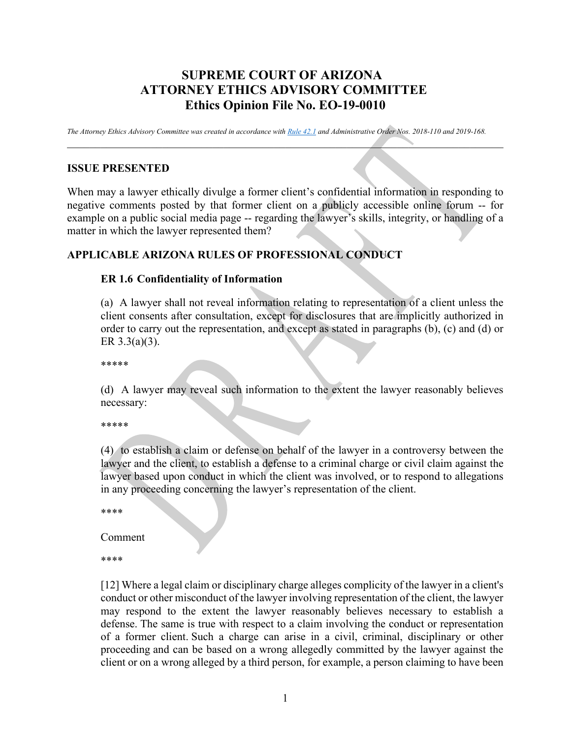# SUPREME COURT OF ARIZONA
# ATTORNEY ETHICS ADVISORY COMMITTEE
# Ethics Opinion File No. EO-19-0010

*The Attorney Ethics Advisory Committee was created in accordance with [Rule 42.1](#) and Administrative Order Nos. 2018-110 and 2019-168.*

---

## ISSUE PRESENTED

When may a lawyer ethically divulge a former client's confidential information in responding to negative comments posted by that former client on a publicly accessible online forum -- for example on a public social media page -- regarding the lawyer's skills, integrity, or handling of a matter in which the lawyer represented them?

## APPLICABLE ARIZONA RULES OF PROFESSIONAL CONDUCT

### ER 1.6 Confidentiality of Information

(a) A lawyer shall not reveal information relating to representation of a client unless the client consents after consultation, except for disclosures that are implicitly authorized in order to carry out the representation, and except as stated in paragraphs (b), (c) and (d) or ER 3.3(a)(3).

*****

(d) A lawyer may reveal such information to the extent the lawyer reasonably believes necessary:

*****

(4) to establish a claim or defense on behalf of the lawyer in a controversy between the lawyer and the client, to establish a defense to a criminal charge or civil claim against the lawyer based upon conduct in which the client was involved, or to respond to allegations in any proceeding concerning the lawyer's representation of the client.

****

Comment

****

[12] Where a legal claim or disciplinary charge alleges complicity of the lawyer in a client's conduct or other misconduct of the lawyer involving representation of the client, the lawyer may respond to the extent the lawyer reasonably believes necessary to establish a defense. The same is true with respect to a claim involving the conduct or representation of a former client. Such a charge can arise in a civil, criminal, disciplinary or other proceeding and can be based on a wrong allegedly committed by the lawyer against the client or on a wrong alleged by a third person, for example, a person claiming to have been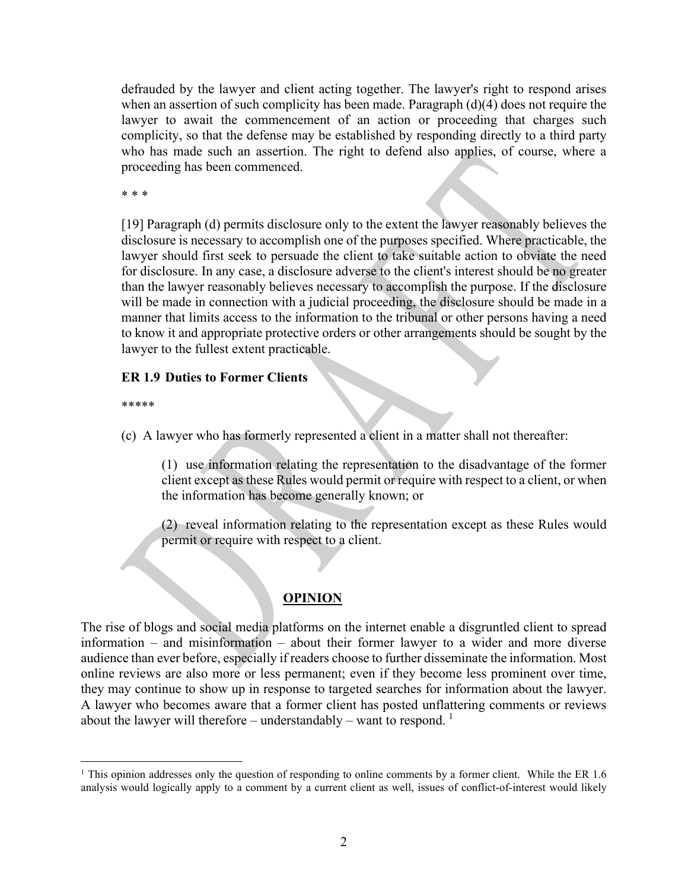defrauded by the lawyer and client acting together. The lawyer's right to respond arises when an assertion of such complicity has been made. Paragraph (d)(4) does not require the lawyer to await the commencement of an action or proceeding that charges such complicity, so that the defense may be established by responding directly to a third party who has made such an assertion. The right to defend also applies, of course, where a proceeding has been commenced.

* * *

[19] Paragraph (d) permits disclosure only to the extent the lawyer reasonably believes the disclosure is necessary to accomplish one of the purposes specified. Where practicable, the lawyer should first seek to persuade the client to take suitable action to obviate the need for disclosure. In any case, a disclosure adverse to the client's interest should be no greater than the lawyer reasonably believes necessary to accomplish the purpose. If the disclosure will be made in connection with a judicial proceeding, the disclosure should be made in a manner that limits access to the information to the tribunal or other persons having a need to know it and appropriate protective orders or other arrangements should be sought by the lawyer to the fullest extent practicable.

### ER 1.9 Duties to Former Clients

*****

(c) A lawyer who has formerly represented a client in a matter shall not thereafter:

> (1) use information relating the representation to the disadvantage of the former client except as these Rules would permit or require with respect to a client, or when the information has become generally known; or
>
> (2) reveal information relating to the representation except as these Rules would permit or require with respect to a client.

## OPINION

The rise of blogs and social media platforms on the internet enable a disgruntled client to spread information – and misinformation – about their former lawyer to a wider and more diverse audience than ever before, especially if readers choose to further disseminate the information. Most online reviews are also more or less permanent; even if they become less prominent over time, they may continue to show up in response to targeted searches for information about the lawyer. A lawyer who becomes aware that a former client has posted unflattering comments or reviews about the lawyer will therefore – understandably – want to respond. [1]

[1] This opinion addresses only the question of responding to online comments by a former client. While the ER 1.6 analysis would logically apply to a comment by a current client as well, issues of conflict-of-interest would likely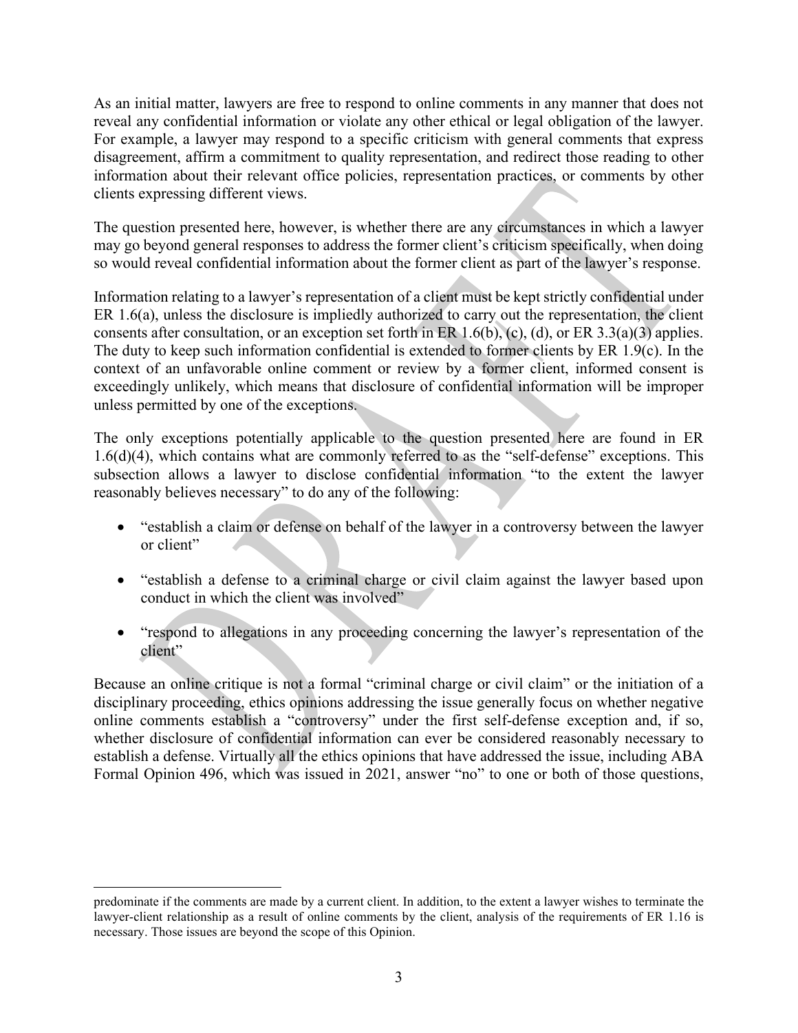As an initial matter, lawyers are free to respond to online comments in any manner that does not reveal any confidential information or violate any other ethical or legal obligation of the lawyer. For example, a lawyer may respond to a specific criticism with general comments that express disagreement, affirm a commitment to quality representation, and redirect those reading to other information about their relevant office policies, representation practices, or comments by other clients expressing different views.

The question presented here, however, is whether there are any circumstances in which a lawyer may go beyond general responses to address the former client's criticism specifically, when doing so would reveal confidential information about the former client as part of the lawyer's response.

Information relating to a lawyer's representation of a client must be kept strictly confidential under ER 1.6(a), unless the disclosure is impliedly authorized to carry out the representation, the client consents after consultation, or an exception set forth in ER 1.6(b), (c), (d), or ER 3.3(a)(3) applies. The duty to keep such information confidential is extended to former clients by ER 1.9(c). In the context of an unfavorable online comment or review by a former client, informed consent is exceedingly unlikely, which means that disclosure of confidential information will be improper unless permitted by one of the exceptions.

The only exceptions potentially applicable to the question presented here are found in ER 1.6(d)(4), which contains what are commonly referred to as the "self-defense" exceptions. This subsection allows a lawyer to disclose confidential information "to the extent the lawyer reasonably believes necessary" to do any of the following:

- "establish a claim or defense on behalf of the lawyer in a controversy between the lawyer or client"
- "establish a defense to a criminal charge or civil claim against the lawyer based upon conduct in which the client was involved"
- "respond to allegations in any proceeding concerning the lawyer's representation of the client"

Because an online critique is not a formal "criminal charge or civil claim" or the initiation of a disciplinary proceeding, ethics opinions addressing the issue generally focus on whether negative online comments establish a "controversy" under the first self-defense exception and, if so, whether disclosure of confidential information can ever be considered reasonably necessary to establish a defense. Virtually all the ethics opinions that have addressed the issue, including ABA Formal Opinion 496, which was issued in 2021, answer "no" to one or both of those questions,

predominate if the comments are made by a current client. In addition, to the extent a lawyer wishes to terminate the lawyer-client relationship as a result of online comments by the client, analysis of the requirements of ER 1.16 is necessary. Those issues are beyond the scope of this Opinion.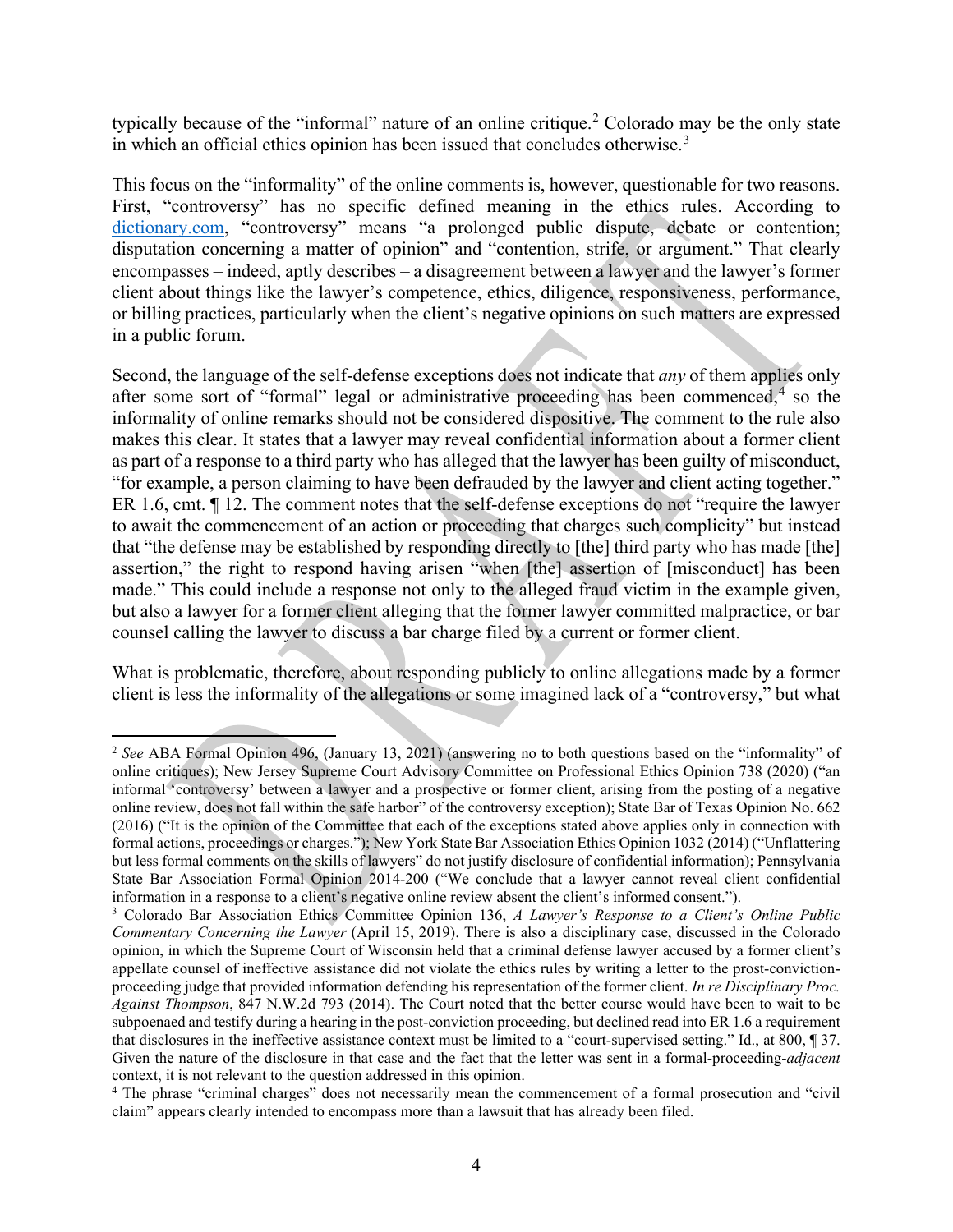typically because of the "informal" nature of an online critique.[2] Colorado may be the only state in which an official ethics opinion has been issued that concludes otherwise.[3]

This focus on the "informality" of the online comments is, however, questionable for two reasons. First, "controversy" has no specific defined meaning in the ethics rules. According to dictionary.com, "controversy" means "a prolonged public dispute, debate or contention; disputation concerning a matter of opinion" and "contention, strife, or argument." That clearly encompasses – indeed, aptly describes – a disagreement between a lawyer and the lawyer's former client about things like the lawyer's competence, ethics, diligence, responsiveness, performance, or billing practices, particularly when the client's negative opinions on such matters are expressed in a public forum.

Second, the language of the self-defense exceptions does not indicate that *any* of them applies only after some sort of "formal" legal or administrative proceeding has been commenced,[4] so the informality of online remarks should not be considered dispositive. The comment to the rule also makes this clear. It states that a lawyer may reveal confidential information about a former client as part of a response to a third party who has alleged that the lawyer has been guilty of misconduct, "for example, a person claiming to have been defrauded by the lawyer and client acting together." ER 1.6, cmt. ¶ 12. The comment notes that the self-defense exceptions do not "require the lawyer to await the commencement of an action or proceeding that charges such complicity" but instead that "the defense may be established by responding directly to [the] third party who has made [the] assertion," the right to respond having arisen "when [the] assertion of [misconduct] has been made." This could include a response not only to the alleged fraud victim in the example given, but also a lawyer for a former client alleging that the former lawyer committed malpractice, or bar counsel calling the lawyer to discuss a bar charge filed by a current or former client.

What is problematic, therefore, about responding publicly to online allegations made by a former client is less the informality of the allegations or some imagined lack of a "controversy," but what

---

[2] *See* ABA Formal Opinion 496, (January 13, 2021) (answering no to both questions based on the "informality" of online critiques); New Jersey Supreme Court Advisory Committee on Professional Ethics Opinion 738 (2020) ("an informal 'controversy' between a lawyer and a prospective or former client, arising from the posting of a negative online review, does not fall within the safe harbor" of the controversy exception); State Bar of Texas Opinion No. 662 (2016) ("It is the opinion of the Committee that each of the exceptions stated above applies only in connection with formal actions, proceedings or charges."); New York State Bar Association Ethics Opinion 1032 (2014) ("Unflattering but less formal comments on the skills of lawyers" do not justify disclosure of confidential information); Pennsylvania State Bar Association Formal Opinion 2014-200 ("We conclude that a lawyer cannot reveal client confidential information in a response to a client's negative online review absent the client's informed consent.").

[3] Colorado Bar Association Ethics Committee Opinion 136, *A Lawyer's Response to a Client's Online Public Commentary Concerning the Lawyer* (April 15, 2019). There is also a disciplinary case, discussed in the Colorado opinion, in which the Supreme Court of Wisconsin held that a criminal defense lawyer accused by a former client's appellate counsel of ineffective assistance did not violate the ethics rules by writing a letter to the post-conviction-proceeding judge that provided information defending his representation of the former client. *In re Disciplinary Proc. Against Thompson*, 847 N.W.2d 793 (2014). The Court noted that the better course would have been to wait to be subpoenaed and testify during a hearing in the post-conviction proceeding, but declined read into ER 1.6 a requirement that disclosures in the ineffective assistance context must be limited to a "court-supervised setting." Id., at 800, ¶ 37. Given the nature of the disclosure in that case and the fact that the letter was sent in a formal-proceeding-*adjacent* context, it is not relevant to the question addressed in this opinion.

[4] The phrase "criminal charges" does not necessarily mean the commencement of a formal prosecution and "civil claim" appears clearly intended to encompass more than a lawsuit that has already been filed.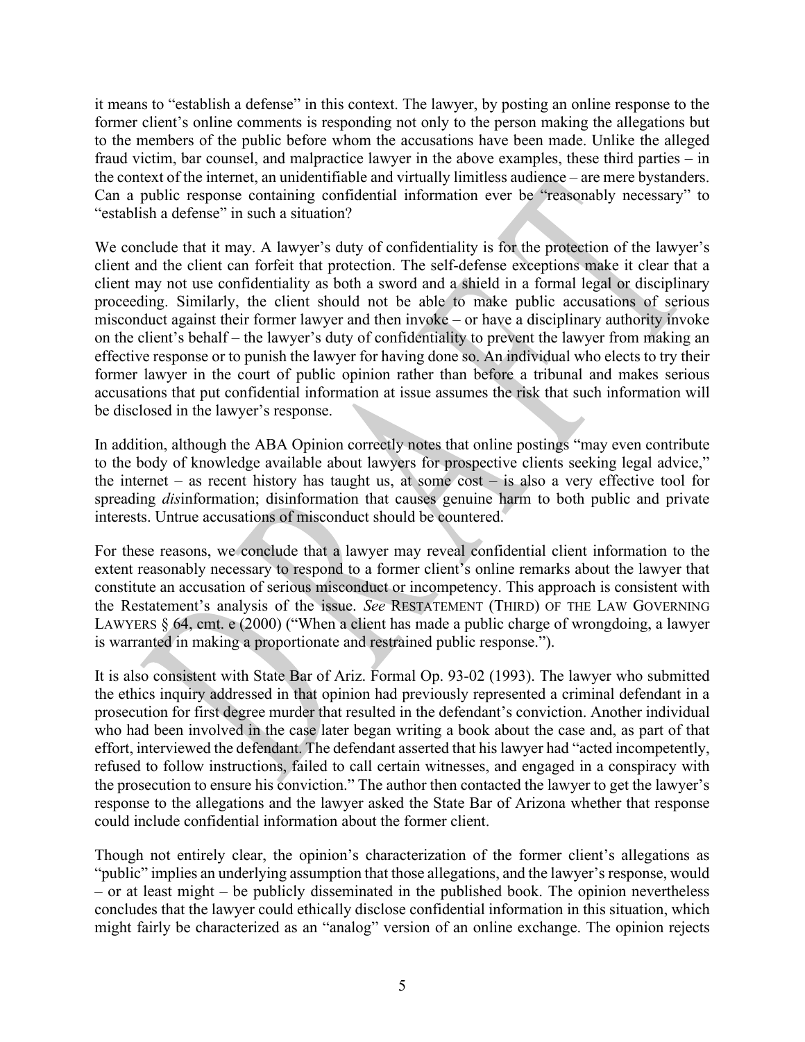it means to "establish a defense" in this context. The lawyer, by posting an online response to the former client's online comments is responding not only to the person making the allegations but to the members of the public before whom the accusations have been made. Unlike the alleged fraud victim, bar counsel, and malpractice lawyer in the above examples, these third parties – in the context of the internet, an unidentifiable and virtually limitless audience – are mere bystanders. Can a public response containing confidential information ever be "reasonably necessary" to "establish a defense" in such a situation?

We conclude that it may. A lawyer's duty of confidentiality is for the protection of the lawyer's client and the client can forfeit that protection. The self-defense exceptions make it clear that a client may not use confidentiality as both a sword and a shield in a formal legal or disciplinary proceeding. Similarly, the client should not be able to make public accusations of serious misconduct against their former lawyer and then invoke – or have a disciplinary authority invoke on the client's behalf – the lawyer's duty of confidentiality to prevent the lawyer from making an effective response or to punish the lawyer for having done so. An individual who elects to try their former lawyer in the court of public opinion rather than before a tribunal and makes serious accusations that put confidential information at issue assumes the risk that such information will be disclosed in the lawyer's response.

In addition, although the ABA Opinion correctly notes that online postings "may even contribute to the body of knowledge available about lawyers for prospective clients seeking legal advice," the internet – as recent history has taught us, at some cost – is also a very effective tool for spreading *dis*information; disinformation that causes genuine harm to both public and private interests. Untrue accusations of misconduct should be countered.

For these reasons, we conclude that a lawyer may reveal confidential client information to the extent reasonably necessary to respond to a former client's online remarks about the lawyer that constitute an accusation of serious misconduct or incompetency. This approach is consistent with the Restatement's analysis of the issue. *See* RESTATEMENT (THIRD) OF THE LAW GOVERNING LAWYERS § 64, cmt. e (2000) ("When a client has made a public charge of wrongdoing, a lawyer is warranted in making a proportionate and restrained public response.").

It is also consistent with State Bar of Ariz. Formal Op. 93-02 (1993). The lawyer who submitted the ethics inquiry addressed in that opinion had previously represented a criminal defendant in a prosecution for first degree murder that resulted in the defendant's conviction. Another individual who had been involved in the case later began writing a book about the case and, as part of that effort, interviewed the defendant. The defendant asserted that his lawyer had "acted incompetently, refused to follow instructions, failed to call certain witnesses, and engaged in a conspiracy with the prosecution to ensure his conviction." The author then contacted the lawyer to get the lawyer's response to the allegations and the lawyer asked the State Bar of Arizona whether that response could include confidential information about the former client.

Though not entirely clear, the opinion's characterization of the former client's allegations as "public" implies an underlying assumption that those allegations, and the lawyer's response, would – or at least might – be publicly disseminated in the published book. The opinion nevertheless concludes that the lawyer could ethically disclose confidential information in this situation, which might fairly be characterized as an "analog" version of an online exchange. The opinion rejects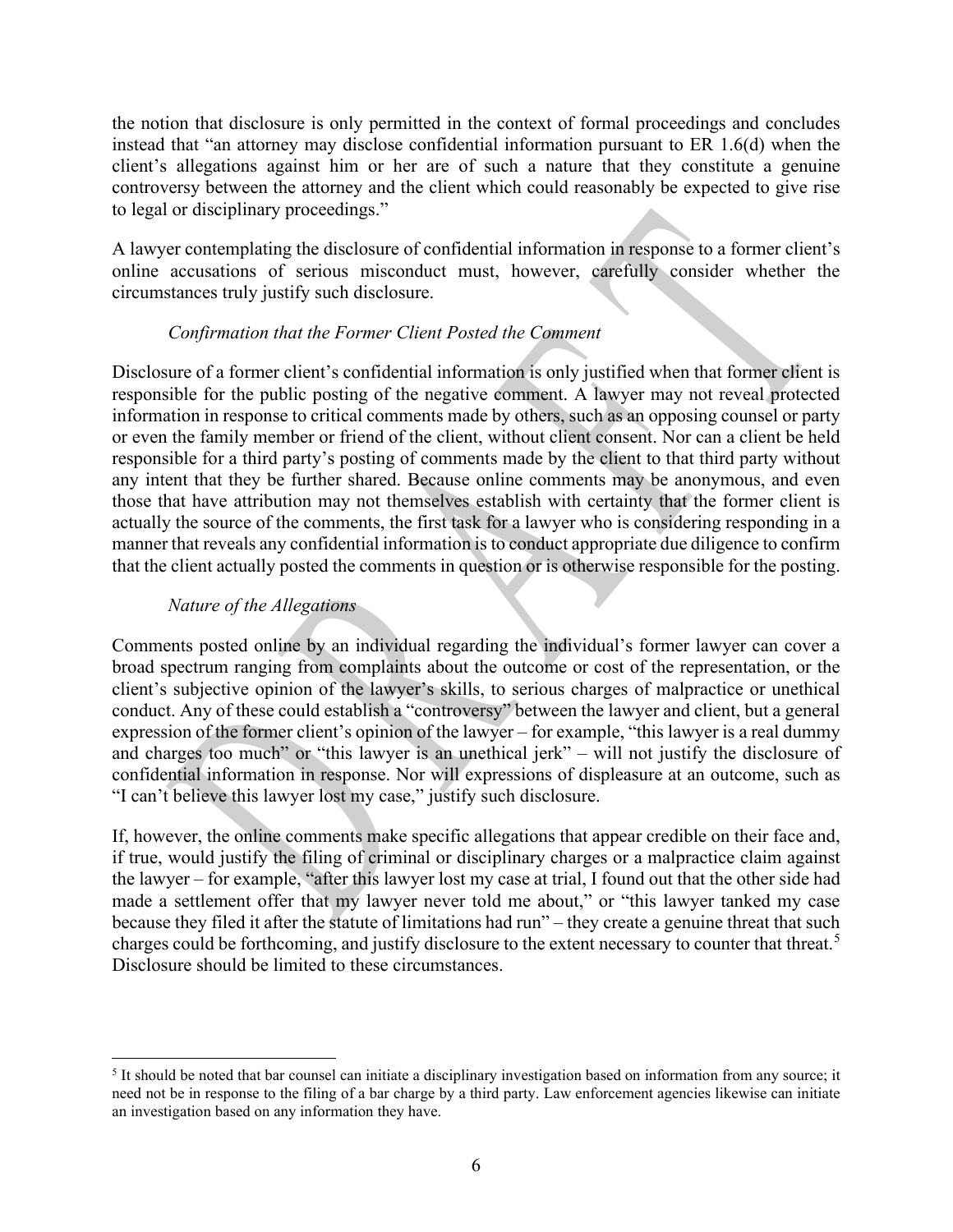the notion that disclosure is only permitted in the context of formal proceedings and concludes instead that "an attorney may disclose confidential information pursuant to ER 1.6(d) when the client's allegations against him or her are of such a nature that they constitute a genuine controversy between the attorney and the client which could reasonably be expected to give rise to legal or disciplinary proceedings."

A lawyer contemplating the disclosure of confidential information in response to a former client's online accusations of serious misconduct must, however, carefully consider whether the circumstances truly justify such disclosure.

*Confirmation that the Former Client Posted the Comment*

Disclosure of a former client's confidential information is only justified when that former client is responsible for the public posting of the negative comment. A lawyer may not reveal protected information in response to critical comments made by others, such as an opposing counsel or party or even the family member or friend of the client, without client consent. Nor can a client be held responsible for a third party's posting of comments made by the client to that third party without any intent that they be further shared. Because online comments may be anonymous, and even those that have attribution may not themselves establish with certainty that the former client is actually the source of the comments, the first task for a lawyer who is considering responding in a manner that reveals any confidential information is to conduct appropriate due diligence to confirm that the client actually posted the comments in question or is otherwise responsible for the posting.

*Nature of the Allegations*

Comments posted online by an individual regarding the individual's former lawyer can cover a broad spectrum ranging from complaints about the outcome or cost of the representation, or the client's subjective opinion of the lawyer's skills, to serious charges of malpractice or unethical conduct. Any of these could establish a "controversy" between the lawyer and client, but a general expression of the former client's opinion of the lawyer – for example, "this lawyer is a real dummy and charges too much" or "this lawyer is an unethical jerk" – will not justify the disclosure of confidential information in response. Nor will expressions of displeasure at an outcome, such as "I can't believe this lawyer lost my case," justify such disclosure.

If, however, the online comments make specific allegations that appear credible on their face and, if true, would justify the filing of criminal or disciplinary charges or a malpractice claim against the lawyer – for example, "after this lawyer lost my case at trial, I found out that the other side had made a settlement offer that my lawyer never told me about," or "this lawyer tanked my case because they filed it after the statute of limitations had run" – they create a genuine threat that such charges could be forthcoming, and justify disclosure to the extent necessary to counter that threat.[5] Disclosure should be limited to these circumstances.

[5] It should be noted that bar counsel can initiate a disciplinary investigation based on information from any source; it need not be in response to the filing of a bar charge by a third party. Law enforcement agencies likewise can initiate an investigation based on any information they have.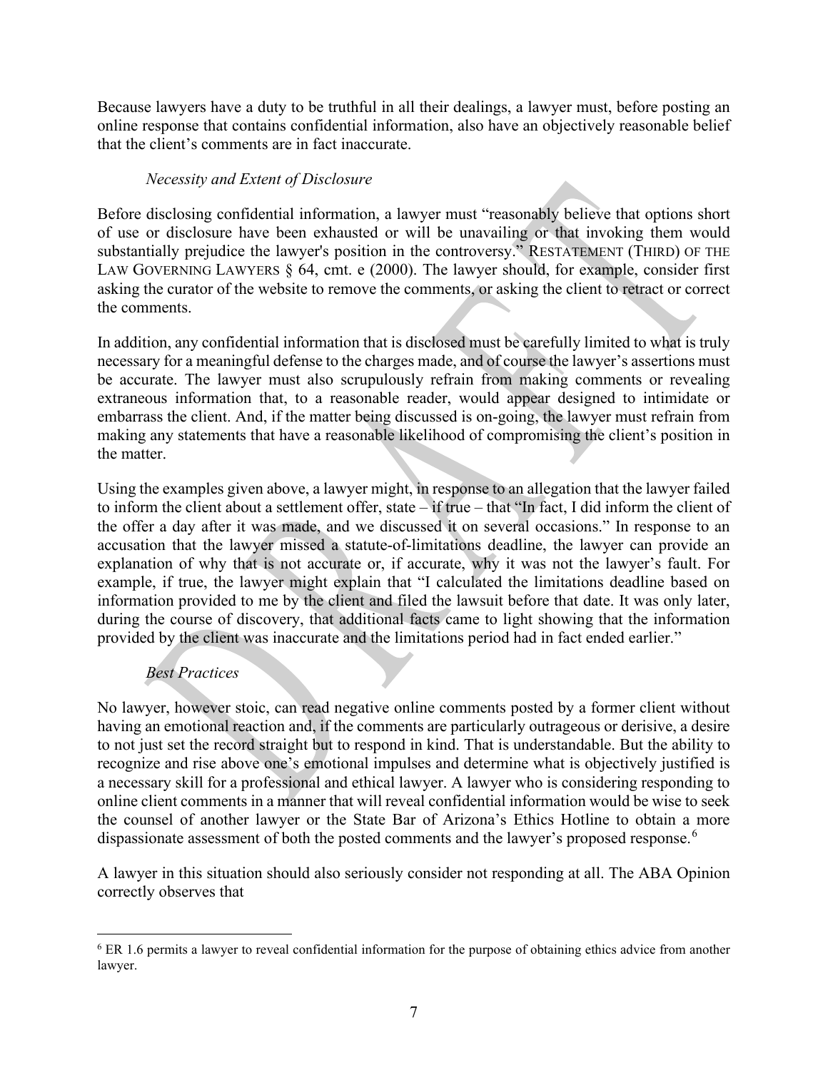Because lawyers have a duty to be truthful in all their dealings, a lawyer must, before posting an online response that contains confidential information, also have an objectively reasonable belief that the client's comments are in fact inaccurate.

*Necessity and Extent of Disclosure*

Before disclosing confidential information, a lawyer must "reasonably believe that options short of use or disclosure have been exhausted or will be unavailing or that invoking them would substantially prejudice the lawyer's position in the controversy." RESTATEMENT (THIRD) OF THE LAW GOVERNING LAWYERS § 64, cmt. e (2000). The lawyer should, for example, consider first asking the curator of the website to remove the comments, or asking the client to retract or correct the comments.

In addition, any confidential information that is disclosed must be carefully limited to what is truly necessary for a meaningful defense to the charges made, and of course the lawyer's assertions must be accurate. The lawyer must also scrupulously refrain from making comments or revealing extraneous information that, to a reasonable reader, would appear designed to intimidate or embarrass the client. And, if the matter being discussed is on-going, the lawyer must refrain from making any statements that have a reasonable likelihood of compromising the client's position in the matter.

Using the examples given above, a lawyer might, in response to an allegation that the lawyer failed to inform the client about a settlement offer, state – if true – that "In fact, I did inform the client of the offer a day after it was made, and we discussed it on several occasions." In response to an accusation that the lawyer missed a statute-of-limitations deadline, the lawyer can provide an explanation of why that is not accurate or, if accurate, why it was not the lawyer's fault. For example, if true, the lawyer might explain that "I calculated the limitations deadline based on information provided to me by the client and filed the lawsuit before that date. It was only later, during the course of discovery, that additional facts came to light showing that the information provided by the client was inaccurate and the limitations period had in fact ended earlier."

*Best Practices*

No lawyer, however stoic, can read negative online comments posted by a former client without having an emotional reaction and, if the comments are particularly outrageous or derisive, a desire to not just set the record straight but to respond in kind. That is understandable. But the ability to recognize and rise above one's emotional impulses and determine what is objectively justified is a necessary skill for a professional and ethical lawyer. A lawyer who is considering responding to online client comments in a manner that will reveal confidential information would be wise to seek the counsel of another lawyer or the State Bar of Arizona's Ethics Hotline to obtain a more dispassionate assessment of both the posted comments and the lawyer's proposed response.[6]

A lawyer in this situation should also seriously consider not responding at all. The ABA Opinion correctly observes that

[6] ER 1.6 permits a lawyer to reveal confidential information for the purpose of obtaining ethics advice from another lawyer.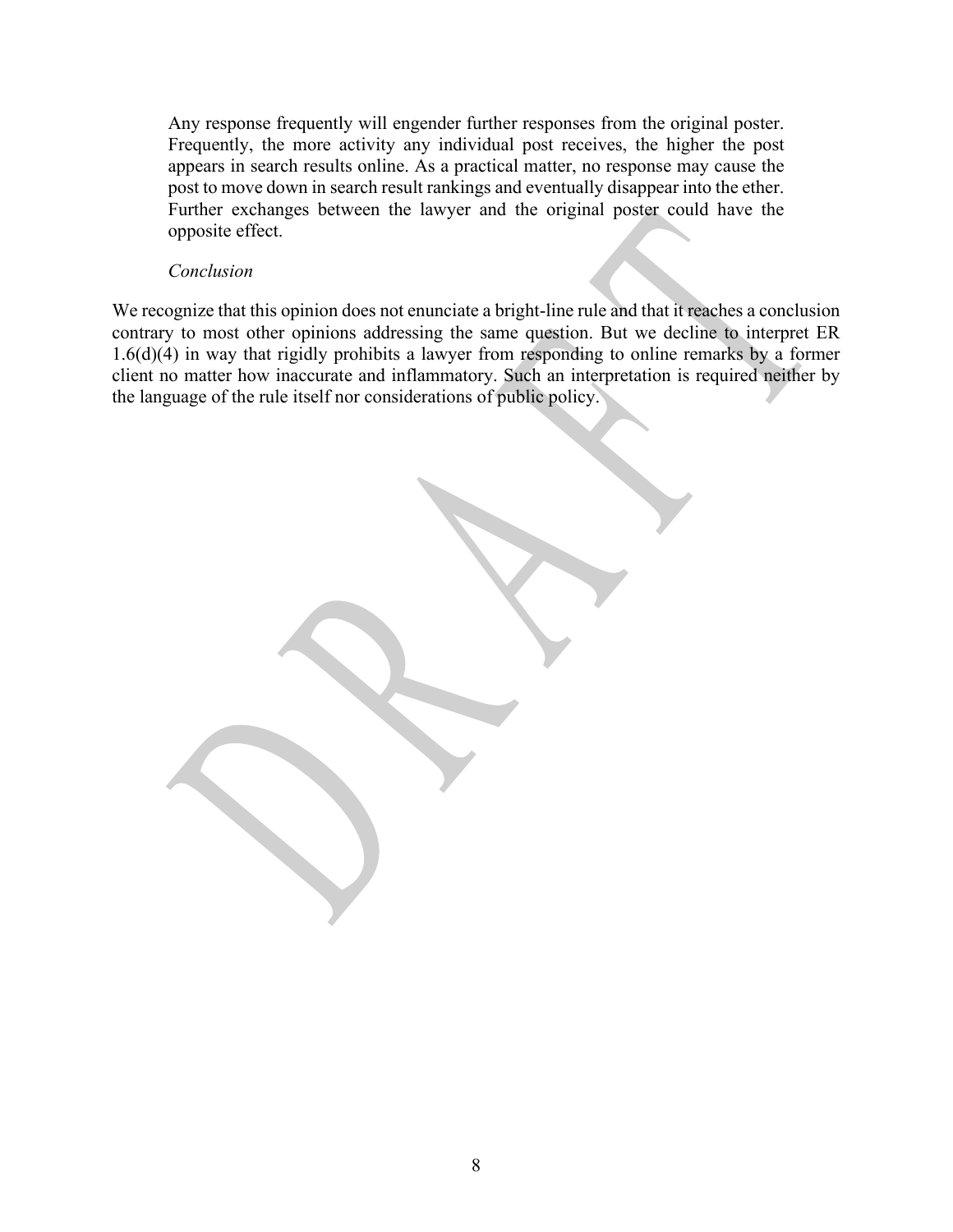> Any response frequently will engender further responses from the original poster. Frequently, the more activity any individual post receives, the higher the post appears in search results online. As a practical matter, no response may cause the post to move down in search result rankings and eventually disappear into the ether. Further exchanges between the lawyer and the original poster could have the opposite effect.

*Conclusion*

We recognize that this opinion does not enunciate a bright-line rule and that it reaches a conclusion contrary to most other opinions addressing the same question. But we decline to interpret ER 1.6(d)(4) in way that rigidly prohibits a lawyer from responding to online remarks by a former client no matter how inaccurate and inflammatory. Such an interpretation is required neither by the language of the rule itself nor considerations of public policy.